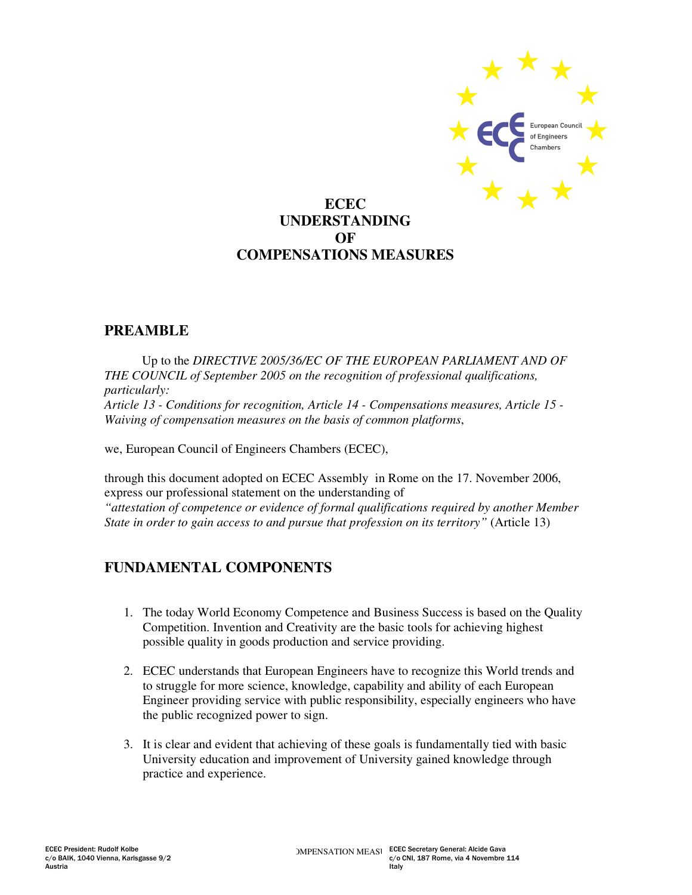# ECEC UNDERSTANDING OF COMPENSATIONS MEASURES

## PREAMBLE

Up to the *DIRECTIVE 2005/36/EC OF THE EUROPEAN PARLIAMENT AND OF THE COUNCIL of September 2005 on the recognition of professional qualifications, particularly:*
*Article 13 - Conditions for recognition, Article 14 - Compensations measures, Article 15 - Waiving of compensation measures on the basis of common platforms*,

we, European Council of Engineers Chambers (ECEC),

through this document adopted on ECEC Assembly in Rome on the 17. November 2006, express our professional statement on the understanding of
*"attestation of competence or evidence of formal qualifications required by another Member State in order to gain access to and pursue that profession on its territory"* (Article 13)

## FUNDAMENTAL COMPONENTS

1. The today World Economy Competence and Business Success is based on the Quality Competition. Invention and Creativity are the basic tools for achieving highest possible quality in goods production and service providing.

2. ECEC understands that European Engineers have to recognize this World trends and to struggle for more science, knowledge, capability and ability of each European Engineer providing service with public responsibility, especially engineers who have the public recognized power to sign.

3. It is clear and evident that achieving of these goals is fundamentally tied with basic University education and improvement of University gained knowledge through practice and experience.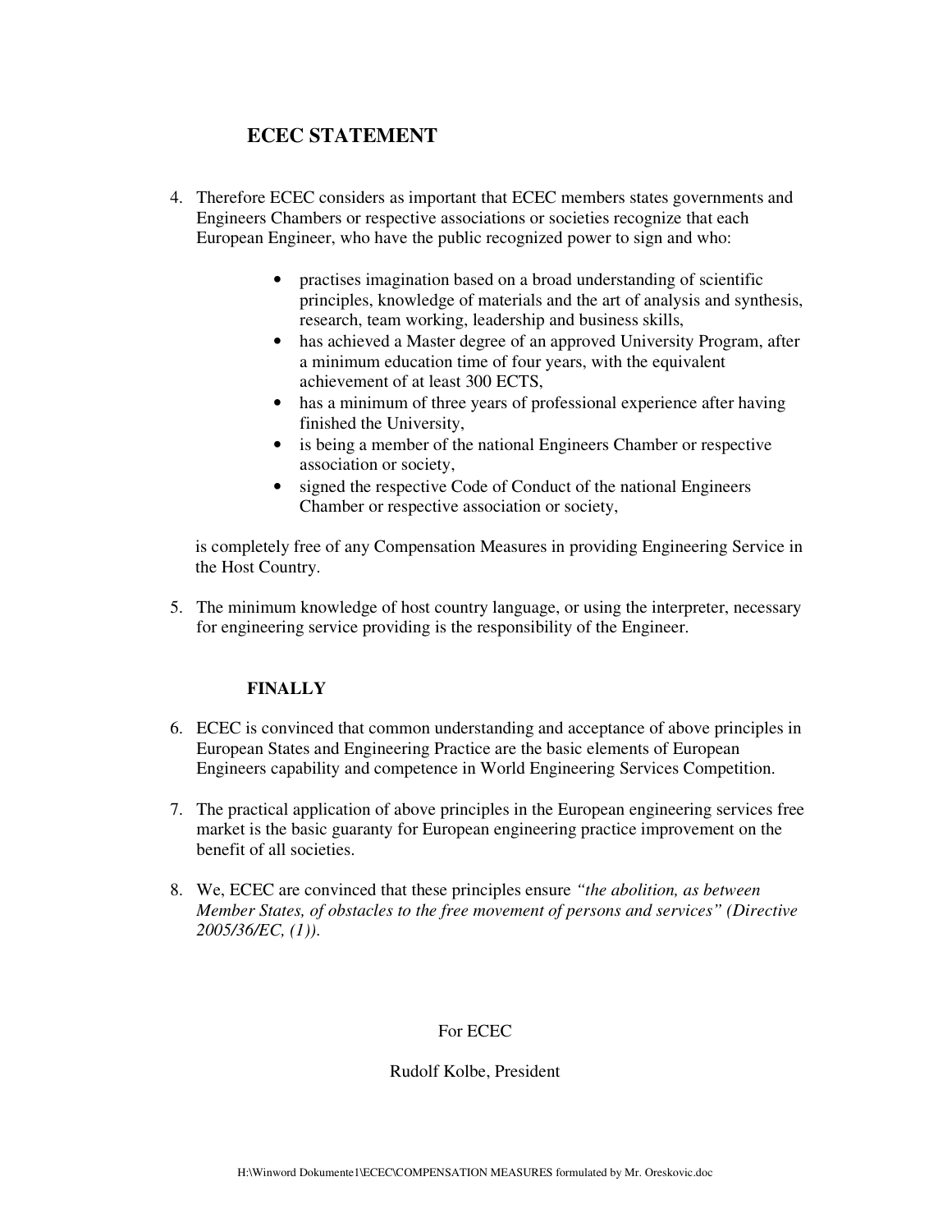## ECEC STATEMENT

4. Therefore ECEC considers as important that ECEC members states governments and Engineers Chambers or respective associations or societies recognize that each European Engineer, who have the public recognized power to sign and who:

    - practises imagination based on a broad understanding of scientific principles, knowledge of materials and the art of analysis and synthesis, research, team working, leadership and business skills,
    - has achieved a Master degree of an approved University Program, after a minimum education time of four years, with the equivalent achievement of at least 300 ECTS,
    - has a minimum of three years of professional experience after having finished the University,
    - is being a member of the national Engineers Chamber or respective association or society,
    - signed the respective Code of Conduct of the national Engineers Chamber or respective association or society,

    is completely free of any Compensation Measures in providing Engineering Service in the Host Country.

5. The minimum knowledge of host country language, or using the interpreter, necessary for engineering service providing is the responsibility of the Engineer.

## FINALLY

6. ECEC is convinced that common understanding and acceptance of above principles in European States and Engineering Practice are the basic elements of European Engineers capability and competence in World Engineering Services Competition.

7. The practical application of above principles in the European engineering services free market is the basic guaranty for European engineering practice improvement on the benefit of all societies.

8. We, ECEC are convinced that these principles ensure *"the abolition, as between Member States, of obstacles to the free movement of persons and services" (Directive 2005/36/EC, (1))*.

For ECEC

Rudolf Kolbe, President

H:\Winword Dokumente1\ECEC\COMPENSATION MEASURES formulated by Mr. Oreskovic.doc